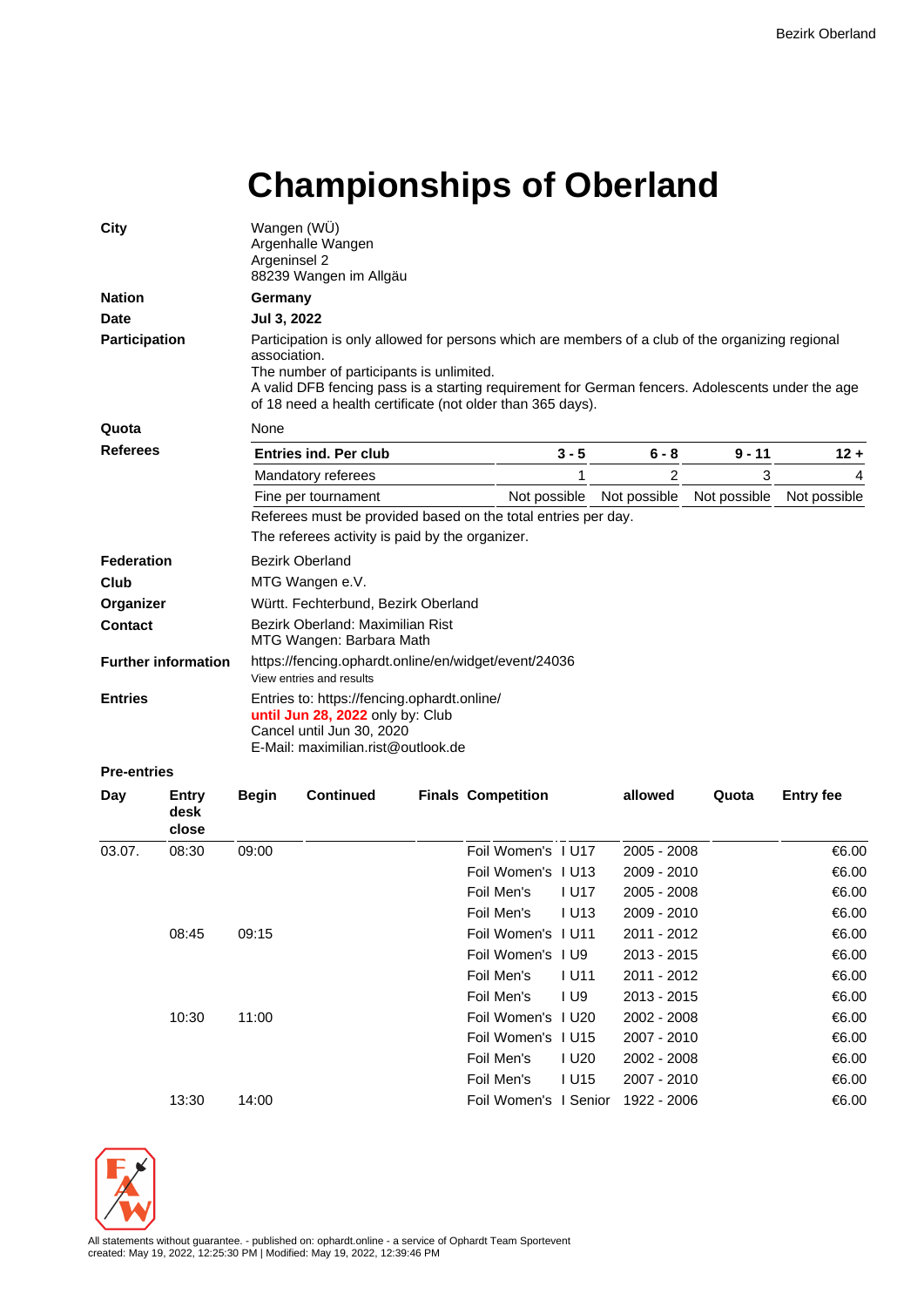# Championships of Oberland

**City**
Wangen (WÜ)
Argenhalle Wangen
Argeninsel 2
88239 Wangen im Allgäu

**Nation**
**Germany**

**Date**
**Jul 3, 2022**

**Participation**
Participation is only allowed for persons which are members of a club of the organizing regional association.
The number of participants is unlimited.
A valid DFB fencing pass is a starting requirement for German fencers. Adolescents under the age of 18 need a health certificate (not older than 365 days).

**Quota**
None

**Referees**

| Entries ind. Per club | 3 - 5 | 6 - 8 | 9 - 11 | 12 + |
|---|---|---|---|---|
| Mandatory referees | 1 | 2 | 3 | 4 |
| Fine per tournament | Not possible | Not possible | Not possible | Not possible |

Referees must be provided based on the total entries per day.
The referees activity is paid by the organizer.

**Federation**
Bezirk Oberland

**Club**
MTG Wangen e.V.

**Organizer**
Württ. Fechterbund, Bezirk Oberland

**Contact**
Bezirk Oberland: Maximilian Rist
MTG Wangen: Barbara Math

**Further information**
https://fencing.ophardt.online/en/widget/event/24036
View entries and results

**Entries**
Entries to: https://fencing.ophardt.online/
**until Jun 28, 2022** only by: Club
Cancel until Jun 30, 2020
E-Mail: maximilian.rist@outlook.de

**Pre-entries**

| Day | Entry desk close | Begin | Continued | Finals | Competition | | allowed | Quota | Entry fee |
|---|---|---|---|---|---|---|---|---|---|
| 03.07. | 08:30 | 09:00 | | | Foil Women's | I U17 | 2005 - 2008 | | €6.00 |
| | | | | | Foil Women's | I U13 | 2009 - 2010 | | €6.00 |
| | | | | | Foil Men's | I U17 | 2005 - 2008 | | €6.00 |
| | | | | | Foil Men's | I U13 | 2009 - 2010 | | €6.00 |
| | 08:45 | 09:15 | | | Foil Women's | I U11 | 2011 - 2012 | | €6.00 |
| | | | | | Foil Women's | I U9 | 2013 - 2015 | | €6.00 |
| | | | | | Foil Men's | I U11 | 2011 - 2012 | | €6.00 |
| | | | | | Foil Men's | I U9 | 2013 - 2015 | | €6.00 |
| | 10:30 | 11:00 | | | Foil Women's | I U20 | 2002 - 2008 | | €6.00 |
| | | | | | Foil Women's | I U15 | 2007 - 2010 | | €6.00 |
| | | | | | Foil Men's | I U20 | 2002 - 2008 | | €6.00 |
| | | | | | Foil Men's | I U15 | 2007 - 2010 | | €6.00 |
| | 13:30 | 14:00 | | | Foil Women's | I Senior | 1922 - 2006 | | €6.00 |

All statements without guarantee. - published on: ophardt.online - a service of Ophardt Team Sportevent
created: May 19, 2022, 12:25:30 PM | Modified: May 19, 2022, 12:39:46 PM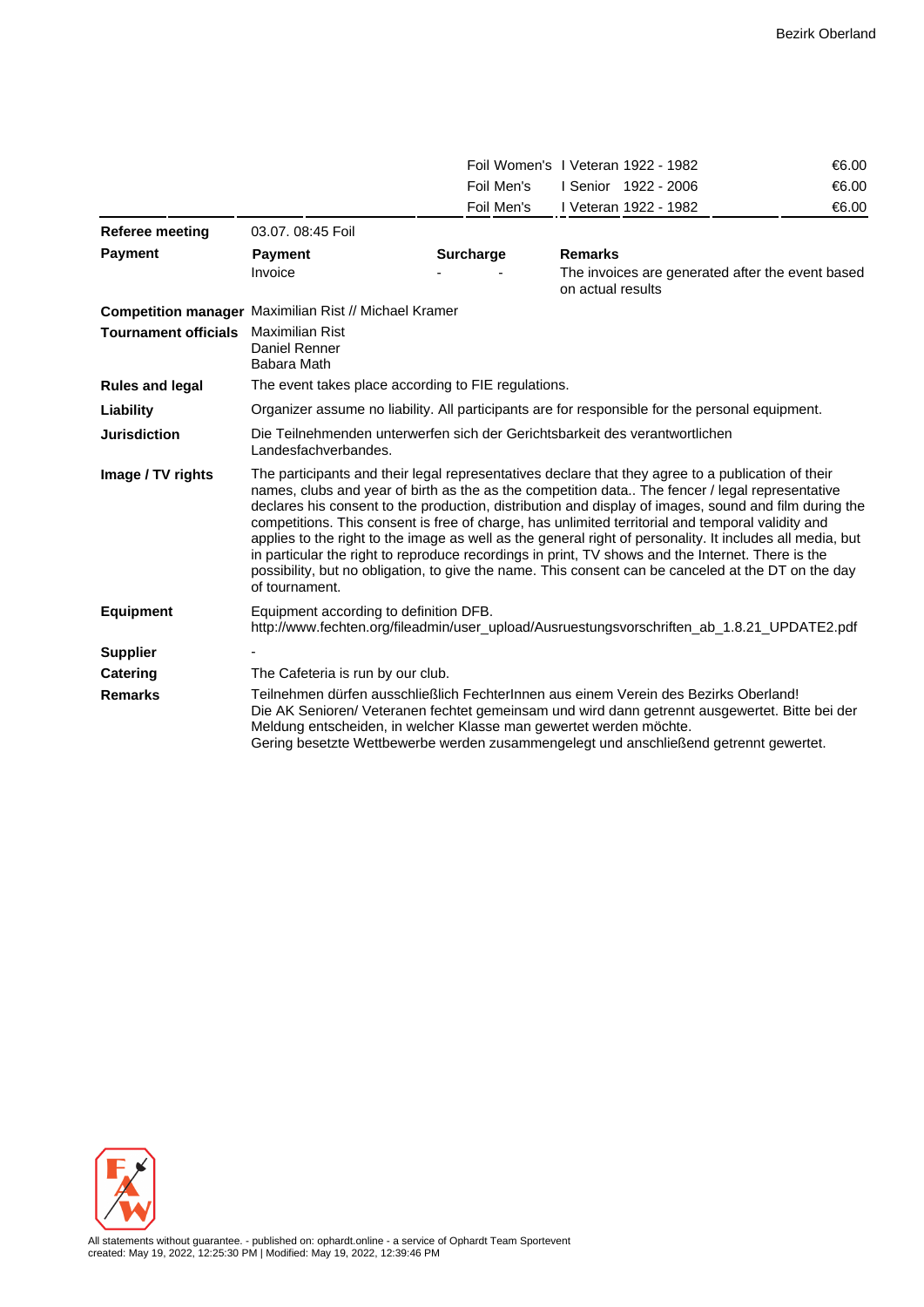| | | | |
|---|---|---|---|
| Foil Women's | I Veteran | 1922 - 1982 | €6.00 |
| Foil Men's | I Senior | 1922 - 2006 | €6.00 |
| Foil Men's | I Veteran | 1922 - 1982 | €6.00 |

**Referee meeting** 03.07. 08:45 Foil

**Payment**

| Payment | Surcharge | | Remarks |
|---|---|---|---|
| Invoice | - | - | The invoices are generated after the event based on actual results |

**Competition manager** Maximilian Rist // Michael Kramer

**Tournament officials** Maximilian Rist
Daniel Renner
Babara Math

**Rules and legal** The event takes place according to FIE regulations.

**Liability** Organizer assume no liability. All participants are for responsible for the personal equipment.

**Jurisdiction** Die Teilnehmenden unterwerfen sich der Gerichtsbarkeit des verantwortlichen Landesfachverbandes.

**Image / TV rights** The participants and their legal representatives declare that they agree to a publication of their names, clubs and year of birth as the as the competition data.. The fencer / legal representative declares his consent to the production, distribution and display of images, sound and film during the competitions. This consent is free of charge, has unlimited territorial and temporal validity and applies to the right to the image as well as the general right of personality. It includes all media, but in particular the right to reproduce recordings in print, TV shows and the Internet. There is the possibility, but no obligation, to give the name. This consent can be canceled at the DT on the day of tournament.

**Equipment** Equipment according to definition DFB.
http://www.fechten.org/fileadmin/user_upload/Ausruestungsvorschriften_ab_1.8.21_UPDATE2.pdf

**Supplier** -

**Catering** The Cafeteria is run by our club.

**Remarks** Teilnehmen dürfen ausschließlich FechterInnen aus einem Verein des Bezirks Oberland!
Die AK Senioren/ Veteranen fechtet gemeinsam und wird dann getrennt ausgewertet. Bitte bei der Meldung entscheiden, in welcher Klasse man gewertet werden möchte.
Gering besetzte Wettbewerbe werden zusammengelegt und anschließend getrennt gewertet.

All statements without guarantee. - published on: ophardt.online - a service of Ophardt Team Sportevent
created: May 19, 2022, 12:25:30 PM | Modified: May 19, 2022, 12:39:46 PM